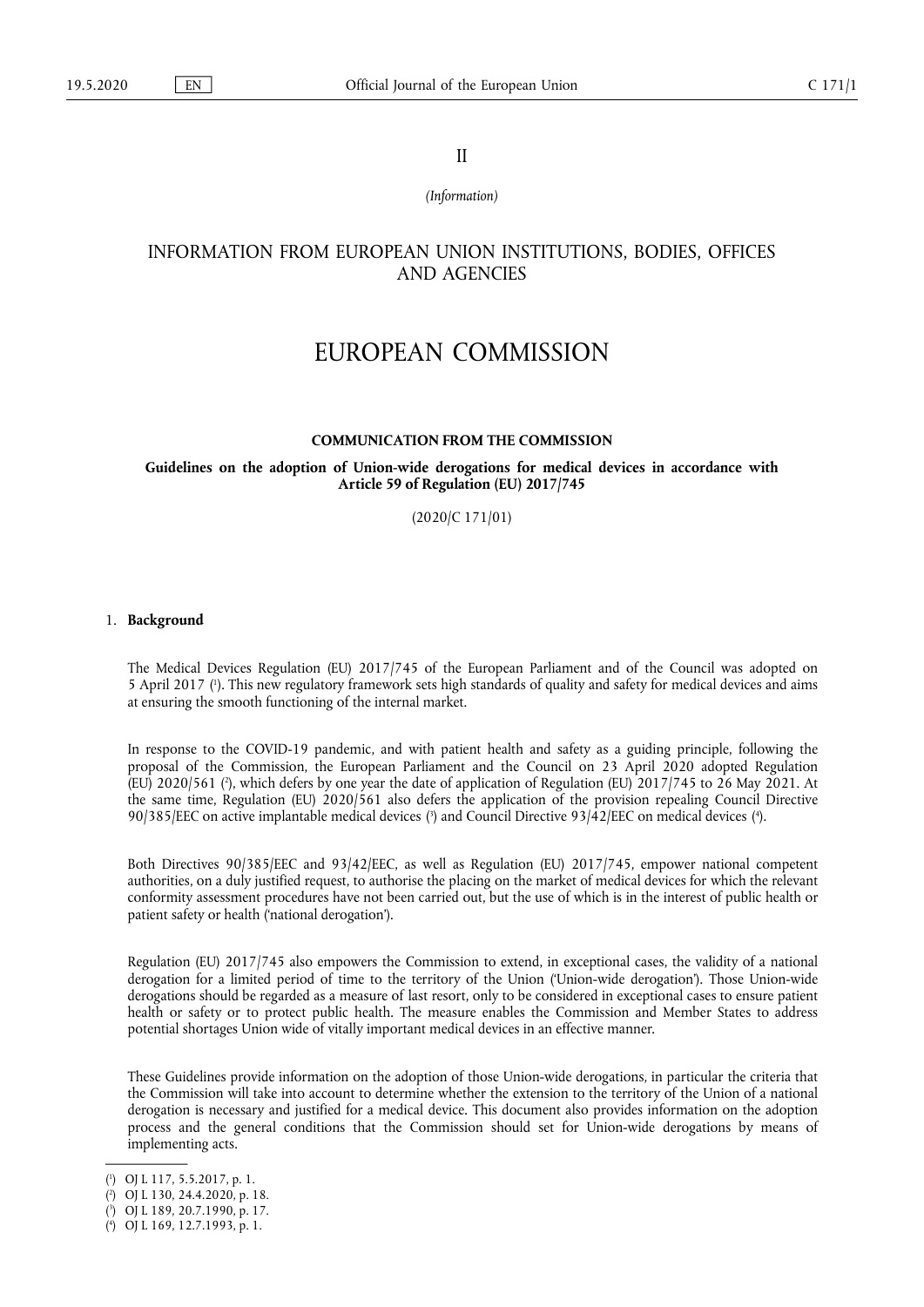II

*(Information)*

# INFORMATION FROM EUROPEAN UNION INSTITUTIONS, BODIES, OFFICES AND AGENCIES

# EUROPEAN COMMISSION

## COMMUNICATION FROM THE COMMISSION

**Guidelines on the adoption of Union-wide derogations for medical devices in accordance with Article 59 of Regulation (EU) 2017/745**

(2020/C 171/01)

### 1. **Background**

The Medical Devices Regulation (EU) 2017/745 of the European Parliament and of the Council was adopted on 5 April 2017 [1]. This new regulatory framework sets high standards of quality and safety for medical devices and aims at ensuring the smooth functioning of the internal market.

In response to the COVID-19 pandemic, and with patient health and safety as a guiding principle, following the proposal of the Commission, the European Parliament and the Council on 23 April 2020 adopted Regulation (EU) 2020/561 [2], which defers by one year the date of application of Regulation (EU) 2017/745 to 26 May 2021. At the same time, Regulation (EU) 2020/561 also defers the application of the provision repealing Council Directive 90/385/EEC on active implantable medical devices [3] and Council Directive 93/42/EEC on medical devices [4].

Both Directives 90/385/EEC and 93/42/EEC, as well as Regulation (EU) 2017/745, empower national competent authorities, on a duly justified request, to authorise the placing on the market of medical devices for which the relevant conformity assessment procedures have not been carried out, but the use of which is in the interest of public health or patient safety or health ('national derogation').

Regulation (EU) 2017/745 also empowers the Commission to extend, in exceptional cases, the validity of a national derogation for a limited period of time to the territory of the Union ('Union-wide derogation'). Those Union-wide derogations should be regarded as a measure of last resort, only to be considered in exceptional cases to ensure patient health or safety or to protect public health. The measure enables the Commission and Member States to address potential shortages Union wide of vitally important medical devices in an effective manner.

These Guidelines provide information on the adoption of those Union-wide derogations, in particular the criteria that the Commission will take into account to determine whether the extension to the territory of the Union of a national derogation is necessary and justified for a medical device. This document also provides information on the adoption process and the general conditions that the Commission should set for Union-wide derogations by means of implementing acts.

---

[1] OJ L 117, 5.5.2017, p. 1.

[2] OJ L 130, 24.4.2020, p. 18.

[3] OJ L 189, 20.7.1990, p. 17.

[4] OJ L 169, 12.7.1993, p. 1.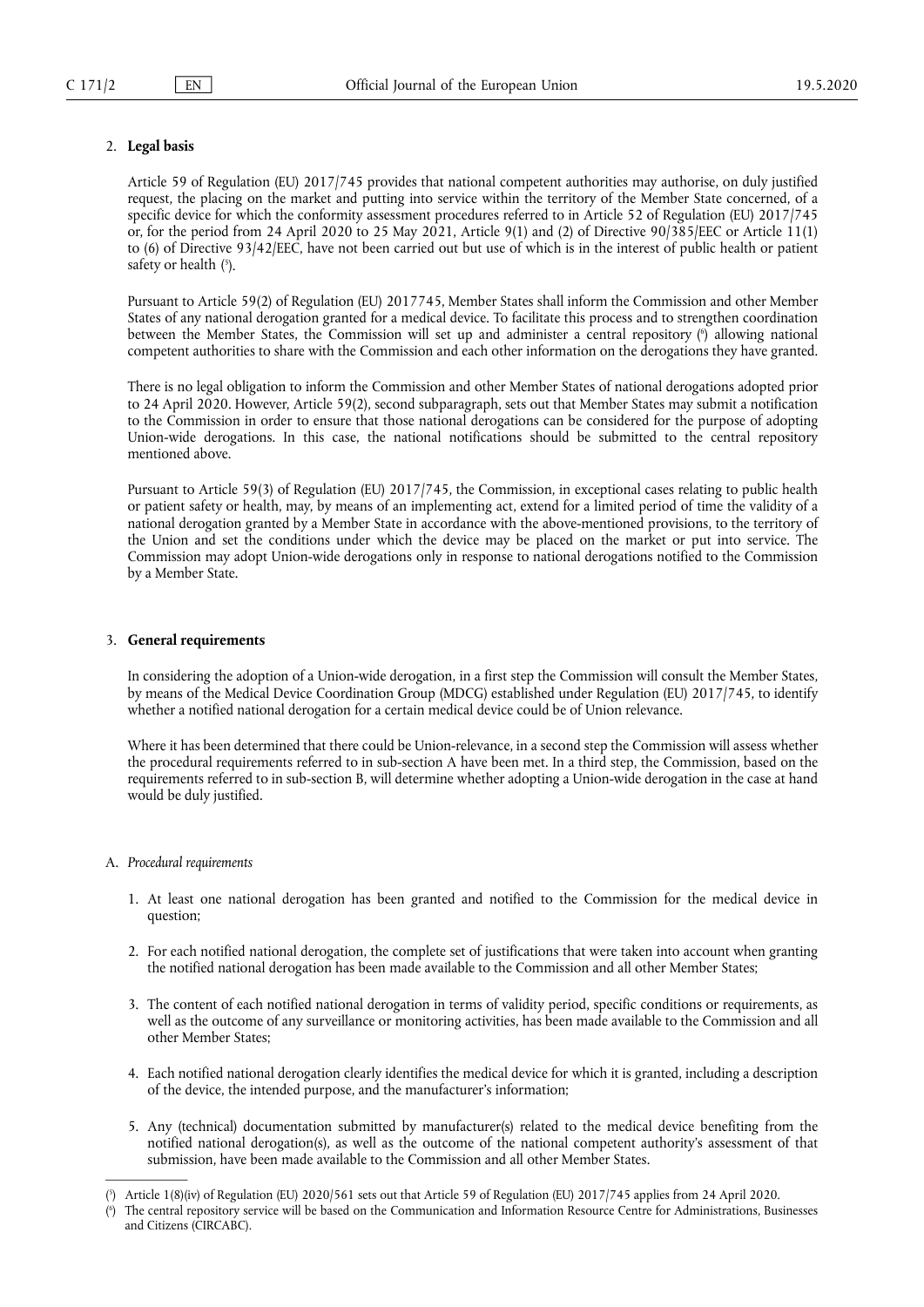## 2. **Legal basis**

Article 59 of Regulation (EU) 2017/745 provides that national competent authorities may authorise, on duly justified request, the placing on the market and putting into service within the territory of the Member State concerned, of a specific device for which the conformity assessment procedures referred to in Article 52 of Regulation (EU) 2017/745 or, for the period from 24 April 2020 to 25 May 2021, Article 9(1) and (2) of Directive 90/385/EEC or Article 11(1) to (6) of Directive 93/42/EEC, have not been carried out but use of which is in the interest of public health or patient safety or health [5].

Pursuant to Article 59(2) of Regulation (EU) 2017745, Member States shall inform the Commission and other Member States of any national derogation granted for a medical device. To facilitate this process and to strengthen coordination between the Member States, the Commission will set up and administer a central repository [6] allowing national competent authorities to share with the Commission and each other information on the derogations they have granted.

There is no legal obligation to inform the Commission and other Member States of national derogations adopted prior to 24 April 2020. However, Article 59(2), second subparagraph, sets out that Member States may submit a notification to the Commission in order to ensure that those national derogations can be considered for the purpose of adopting Union-wide derogations. In this case, the national notifications should be submitted to the central repository mentioned above.

Pursuant to Article 59(3) of Regulation (EU) 2017/745, the Commission, in exceptional cases relating to public health or patient safety or health, may, by means of an implementing act, extend for a limited period of time the validity of a national derogation granted by a Member State in accordance with the above-mentioned provisions, to the territory of the Union and set the conditions under which the device may be placed on the market or put into service. The Commission may adopt Union-wide derogations only in response to national derogations notified to the Commission by a Member State.

## 3. **General requirements**

In considering the adoption of a Union-wide derogation, in a first step the Commission will consult the Member States, by means of the Medical Device Coordination Group (MDCG) established under Regulation (EU) 2017/745, to identify whether a notified national derogation for a certain medical device could be of Union relevance.

Where it has been determined that there could be Union-relevance, in a second step the Commission will assess whether the procedural requirements referred to in sub-section A have been met. In a third step, the Commission, based on the requirements referred to in sub-section B, will determine whether adopting a Union-wide derogation in the case at hand would be duly justified.

### A. *Procedural requirements*

1. At least one national derogation has been granted and notified to the Commission for the medical device in question;
2. For each notified national derogation, the complete set of justifications that were taken into account when granting the notified national derogation has been made available to the Commission and all other Member States;
3. The content of each notified national derogation in terms of validity period, specific conditions or requirements, as well as the outcome of any surveillance or monitoring activities, has been made available to the Commission and all other Member States;
4. Each notified national derogation clearly identifies the medical device for which it is granted, including a description of the device, the intended purpose, and the manufacturer's information;
5. Any (technical) documentation submitted by manufacturer(s) related to the medical device benefiting from the notified national derogation(s), as well as the outcome of the national competent authority's assessment of that submission, have been made available to the Commission and all other Member States.

---

[5] Article 1(8)(iv) of Regulation (EU) 2020/561 sets out that Article 59 of Regulation (EU) 2017/745 applies from 24 April 2020.

[6] The central repository service will be based on the Communication and Information Resource Centre for Administrations, Businesses and Citizens (CIRCABC).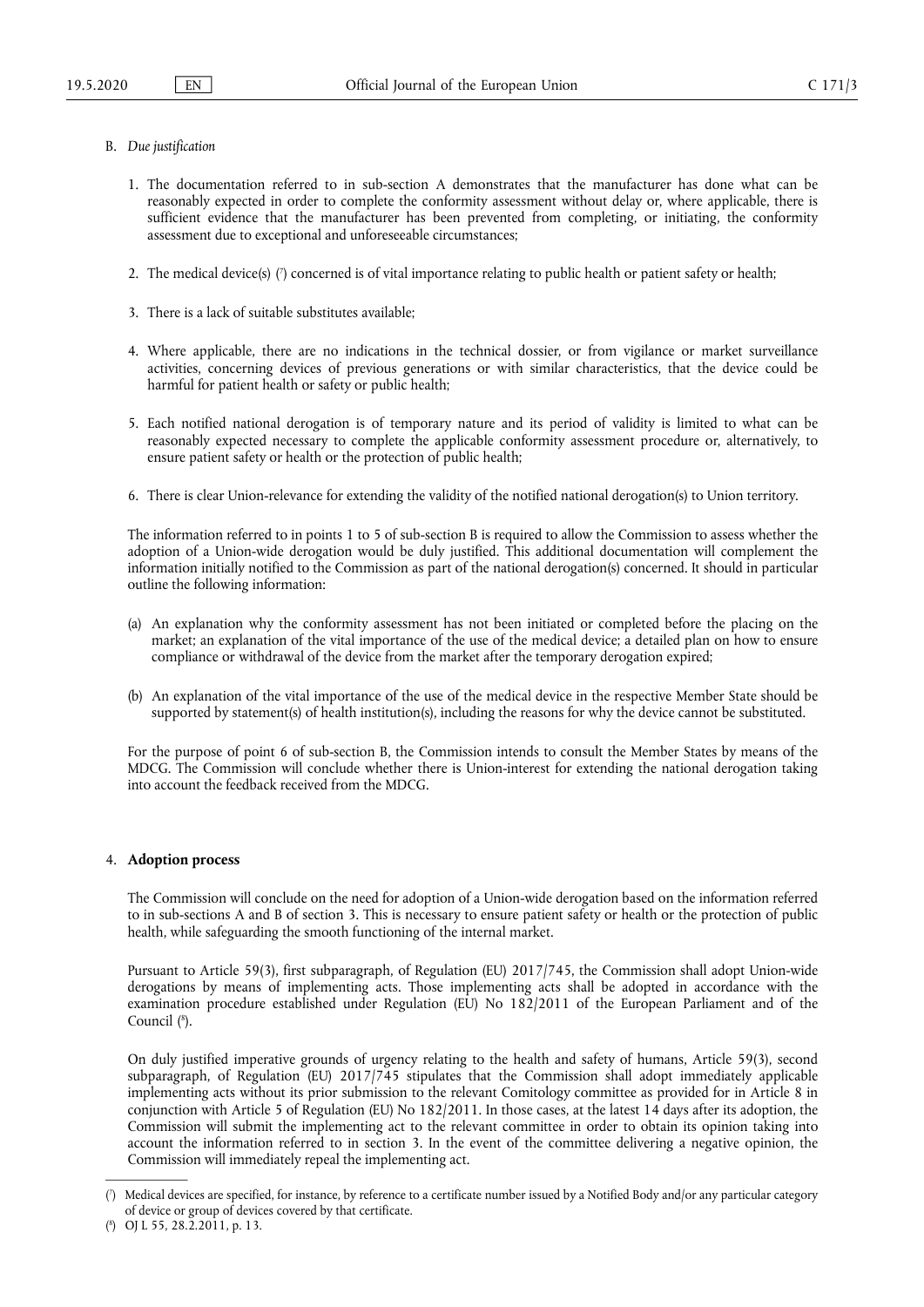B. *Due justification*

1. The documentation referred to in sub-section A demonstrates that the manufacturer has done what can be reasonably expected in order to complete the conformity assessment without delay or, where applicable, there is sufficient evidence that the manufacturer has been prevented from completing, or initiating, the conformity assessment due to exceptional and unforeseeable circumstances;

2. The medical device(s) [7] concerned is of vital importance relating to public health or patient safety or health;

3. There is a lack of suitable substitutes available;

4. Where applicable, there are no indications in the technical dossier, or from vigilance or market surveillance activities, concerning devices of previous generations or with similar characteristics, that the device could be harmful for patient health or safety or public health;

5. Each notified national derogation is of temporary nature and its period of validity is limited to what can be reasonably expected necessary to complete the applicable conformity assessment procedure or, alternatively, to ensure patient safety or health or the protection of public health;

6. There is clear Union-relevance for extending the validity of the notified national derogation(s) to Union territory.

The information referred to in points 1 to 5 of sub-section B is required to allow the Commission to assess whether the adoption of a Union-wide derogation would be duly justified. This additional documentation will complement the information initially notified to the Commission as part of the national derogation(s) concerned. It should in particular outline the following information:

(a) An explanation why the conformity assessment has not been initiated or completed before the placing on the market; an explanation of the vital importance of the use of the medical device; a detailed plan on how to ensure compliance or withdrawal of the device from the market after the temporary derogation expired;

(b) An explanation of the vital importance of the use of the medical device in the respective Member State should be supported by statement(s) of health institution(s), including the reasons for why the device cannot be substituted.

For the purpose of point 6 of sub-section B, the Commission intends to consult the Member States by means of the MDCG. The Commission will conclude whether there is Union-interest for extending the national derogation taking into account the feedback received from the MDCG.

## 4. **Adoption process**

The Commission will conclude on the need for adoption of a Union-wide derogation based on the information referred to in sub-sections A and B of section 3. This is necessary to ensure patient safety or health or the protection of public health, while safeguarding the smooth functioning of the internal market.

Pursuant to Article 59(3), first subparagraph, of Regulation (EU) 2017/745, the Commission shall adopt Union-wide derogations by means of implementing acts. Those implementing acts shall be adopted in accordance with the examination procedure established under Regulation (EU) No 182/2011 of the European Parliament and of the Council [8].

On duly justified imperative grounds of urgency relating to the health and safety of humans, Article 59(3), second subparagraph, of Regulation (EU) 2017/745 stipulates that the Commission shall adopt immediately applicable implementing acts without its prior submission to the relevant Comitology committee as provided for in Article 8 in conjunction with Article 5 of Regulation (EU) No 182/2011. In those cases, at the latest 14 days after its adoption, the Commission will submit the implementing act to the relevant committee in order to obtain its opinion taking into account the information referred to in section 3. In the event of the committee delivering a negative opinion, the Commission will immediately repeal the implementing act.

---

[7] Medical devices are specified, for instance, by reference to a certificate number issued by a Notified Body and/or any particular category of device or group of devices covered by that certificate.

[8] OJ L 55, 28.2.2011, p. 13.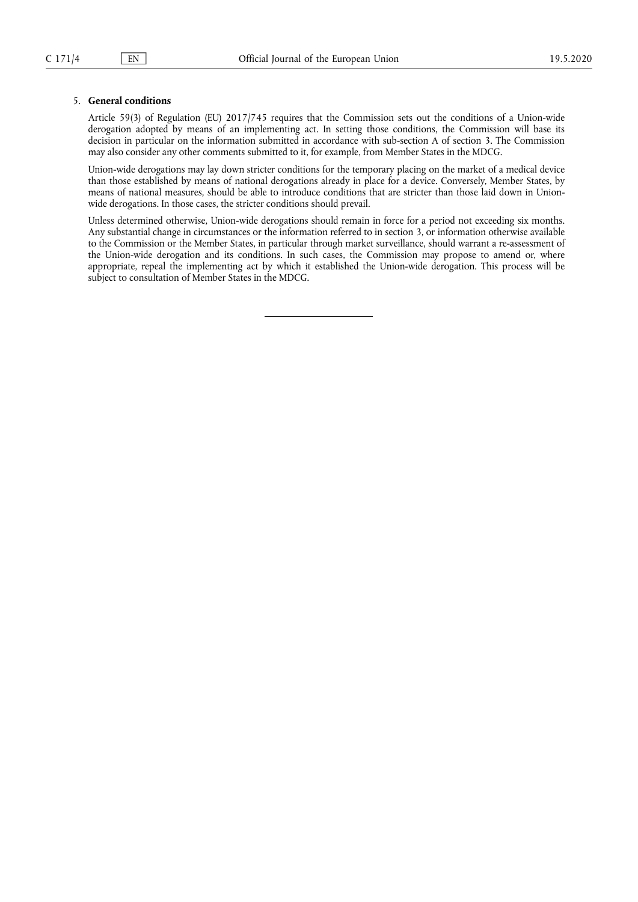## 5. **General conditions**

Article 59(3) of Regulation (EU) 2017/745 requires that the Commission sets out the conditions of a Union-wide derogation adopted by means of an implementing act. In setting those conditions, the Commission will base its decision in particular on the information submitted in accordance with sub-section A of section 3. The Commission may also consider any other comments submitted to it, for example, from Member States in the MDCG.

Union-wide derogations may lay down stricter conditions for the temporary placing on the market of a medical device than those established by means of national derogations already in place for a device. Conversely, Member States, by means of national measures, should be able to introduce conditions that are stricter than those laid down in Union-wide derogations. In those cases, the stricter conditions should prevail.

Unless determined otherwise, Union-wide derogations should remain in force for a period not exceeding six months. Any substantial change in circumstances or the information referred to in section 3, or information otherwise available to the Commission or the Member States, in particular through market surveillance, should warrant a re-assessment of the Union-wide derogation and its conditions. In such cases, the Commission may propose to amend or, where appropriate, repeal the implementing act by which it established the Union-wide derogation. This process will be subject to consultation of Member States in the MDCG.